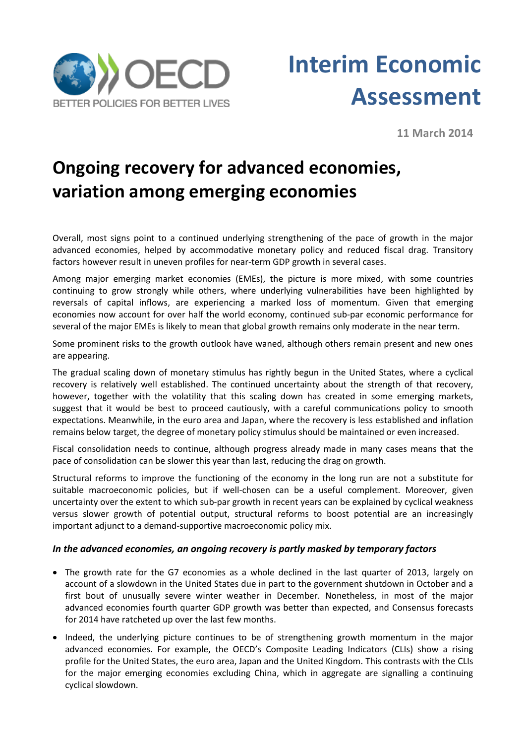OECD

BETTER POLICIES FOR BETTER LIVES

# Interim Economic Assessment

**11 March 2014**

# Ongoing recovery for advanced economies, variation among emerging economies

Overall, most signs point to a continued underlying strengthening of the pace of growth in the major advanced economies, helped by accommodative monetary policy and reduced fiscal drag. Transitory factors however result in uneven profiles for near-term GDP growth in several cases.

Among major emerging market economies (EMEs), the picture is more mixed, with some countries continuing to grow strongly while others, where underlying vulnerabilities have been highlighted by reversals of capital inflows, are experiencing a marked loss of momentum. Given that emerging economies now account for over half the world economy, continued sub-par economic performance for several of the major EMEs is likely to mean that global growth remains only moderate in the near term.

Some prominent risks to the growth outlook have waned, although others remain present and new ones are appearing.

The gradual scaling down of monetary stimulus has rightly begun in the United States, where a cyclical recovery is relatively well established. The continued uncertainty about the strength of that recovery, however, together with the volatility that this scaling down has created in some emerging markets, suggest that it would be best to proceed cautiously, with a careful communications policy to smooth expectations. Meanwhile, in the euro area and Japan, where the recovery is less established and inflation remains below target, the degree of monetary policy stimulus should be maintained or even increased.

Fiscal consolidation needs to continue, although progress already made in many cases means that the pace of consolidation can be slower this year than last, reducing the drag on growth.

Structural reforms to improve the functioning of the economy in the long run are not a substitute for suitable macroeconomic policies, but if well-chosen can be a useful complement. Moreover, given uncertainty over the extent to which sub-par growth in recent years can be explained by cyclical weakness versus slower growth of potential output, structural reforms to boost potential are an increasingly important adjunct to a demand-supportive macroeconomic policy mix.

### *In the advanced economies, an ongoing recovery is partly masked by temporary factors*

- The growth rate for the G7 economies as a whole declined in the last quarter of 2013, largely on account of a slowdown in the United States due in part to the government shutdown in October and a first bout of unusually severe winter weather in December. Nonetheless, in most of the major advanced economies fourth quarter GDP growth was better than expected, and Consensus forecasts for 2014 have ratcheted up over the last few months.
- Indeed, the underlying picture continues to be of strengthening growth momentum in the major advanced economies. For example, the OECD's Composite Leading Indicators (CLIs) show a rising profile for the United States, the euro area, Japan and the United Kingdom. This contrasts with the CLIs for the major emerging economies excluding China, which in aggregate are signalling a continuing cyclical slowdown.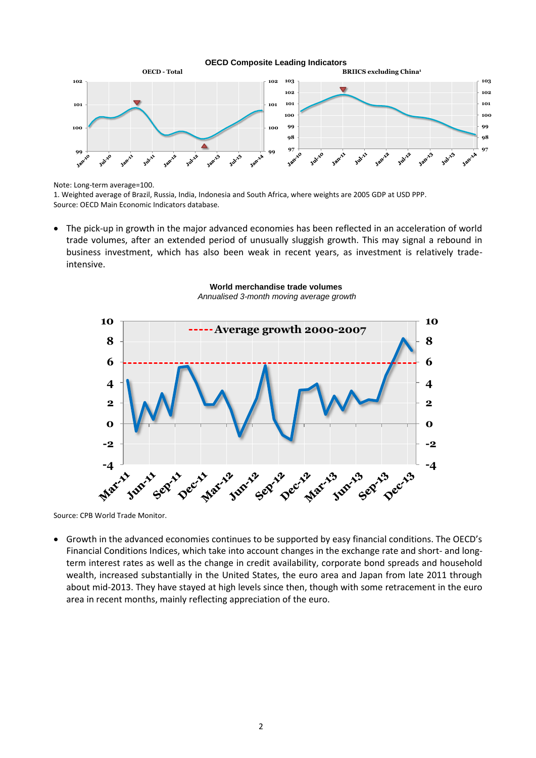**OECD Composite Leading Indicators**

Note: Long-term average=100.

1. Weighted average of Brazil, Russia, India, Indonesia and South Africa, where weights are 2005 GDP at USD PPP.

Source: OECD Main Economic Indicators database.

- The pick-up in growth in the major advanced economies has been reflected in an acceleration of world trade volumes, after an extended period of unusually sluggish growth. This may signal a rebound in business investment, which has also been weak in recent years, as investment is relatively trade-intensive.

**World merchandise trade volumes**

*Annualised 3-month moving average growth*

Source: CPB World Trade Monitor.

- Growth in the advanced economies continues to be supported by easy financial conditions. The OECD's Financial Conditions Indices, which take into account changes in the exchange rate and short- and long-term interest rates as well as the change in credit availability, corporate bond spreads and household wealth, increased substantially in the United States, the euro area and Japan from late 2011 through about mid-2013. They have stayed at high levels since then, though with some retracement in the euro area in recent months, mainly reflecting appreciation of the euro.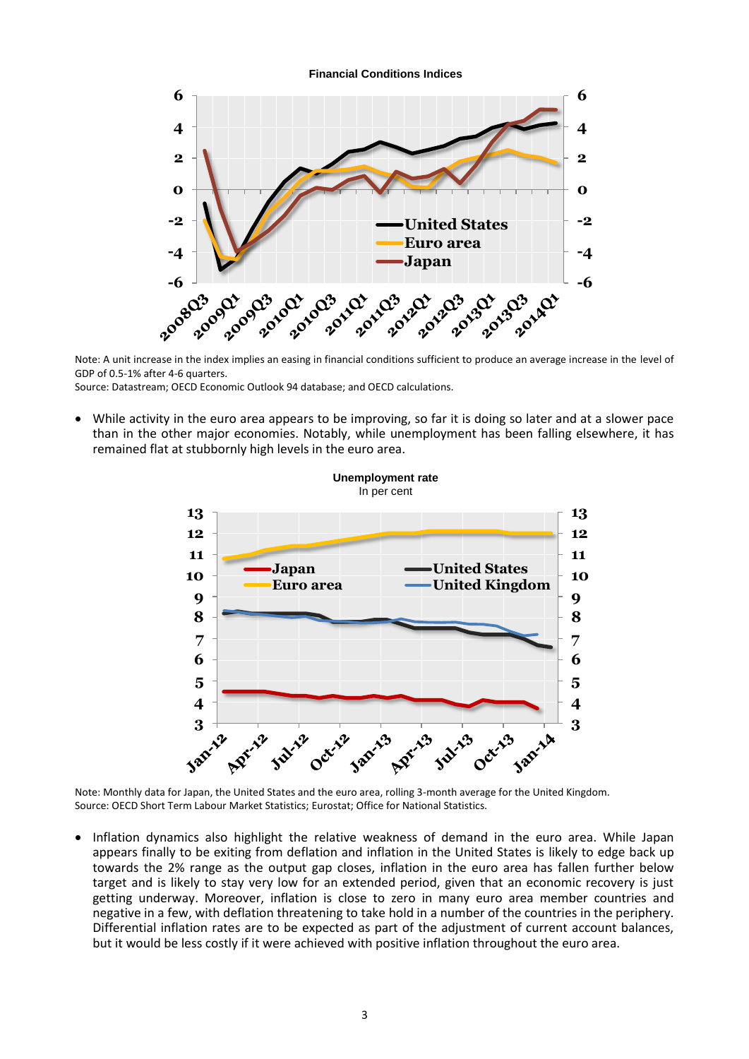**Financial Conditions Indices**

Note: A unit increase in the index implies an easing in financial conditions sufficient to produce an average increase in the level of GDP of 0.5-1% after 4-6 quarters.
Source: Datastream; OECD Economic Outlook 94 database; and OECD calculations.

- While activity in the euro area appears to be improving, so far it is doing so later and at a slower pace than in the other major economies. Notably, while unemployment has been falling elsewhere, it has remained flat at stubbornly high levels in the euro area.

**Unemployment rate**
In per cent

Note: Monthly data for Japan, the United States and the euro area, rolling 3-month average for the United Kingdom.
Source: OECD Short Term Labour Market Statistics; Eurostat; Office for National Statistics.

- Inflation dynamics also highlight the relative weakness of demand in the euro area. While Japan appears finally to be exiting from deflation and inflation in the United States is likely to edge back up towards the 2% range as the output gap closes, inflation in the euro area has fallen further below target and is likely to stay very low for an extended period, given that an economic recovery is just getting underway. Moreover, inflation is close to zero in many euro area member countries and negative in a few, with deflation threatening to take hold in a number of the countries in the periphery. Differential inflation rates are to be expected as part of the adjustment of current account balances, but it would be less costly if it were achieved with positive inflation throughout the euro area.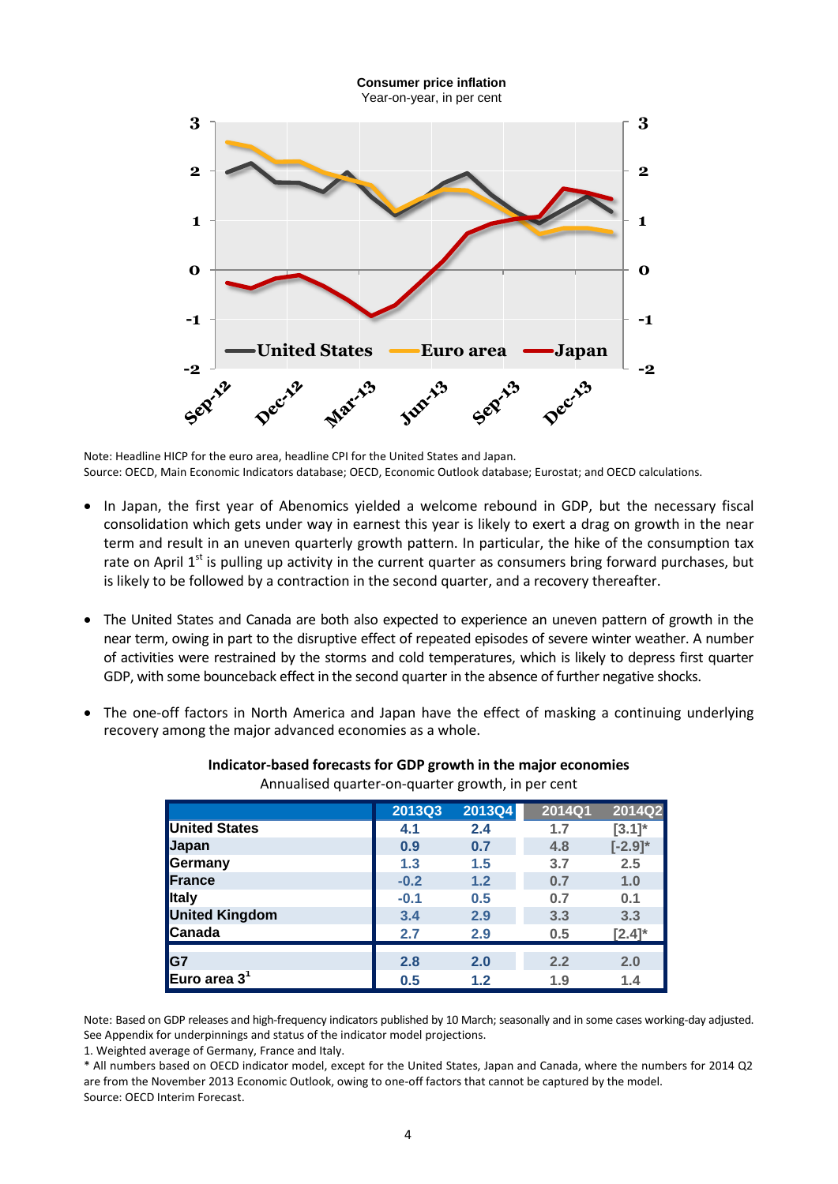**Consumer price inflation**
Year-on-year, in per cent

Note: Headline HICP for the euro area, headline CPI for the United States and Japan.
Source: OECD, Main Economic Indicators database; OECD, Economic Outlook database; Eurostat; and OECD calculations.

- In Japan, the first year of Abenomics yielded a welcome rebound in GDP, but the necessary fiscal consolidation which gets under way in earnest this year is likely to exert a drag on growth in the near term and result in an uneven quarterly growth pattern. In particular, the hike of the consumption tax rate on April 1st is pulling up activity in the current quarter as consumers bring forward purchases, but is likely to be followed by a contraction in the second quarter, and a recovery thereafter.

- The United States and Canada are both also expected to experience an uneven pattern of growth in the near term, owing in part to the disruptive effect of repeated episodes of severe winter weather. A number of activities were restrained by the storms and cold temperatures, which is likely to depress first quarter GDP, with some bounceback effect in the second quarter in the absence of further negative shocks.

- The one-off factors in North America and Japan have the effect of masking a continuing underlying recovery among the major advanced economies as a whole.

**Indicator-based forecasts for GDP growth in the major economies**
Annualised quarter-on-quarter growth, in per cent

| | 2013Q3 | 2013Q4 | 2014Q1 | 2014Q2 |
|---|---|---|---|---|
| United States | 4.1 | 2.4 | 1.7 | [3.1]* |
| Japan | 0.9 | 0.7 | 4.8 | [-2.9]* |
| Germany | 1.3 | 1.5 | 3.7 | 2.5 |
| France | -0.2 | 1.2 | 0.7 | 1.0 |
| Italy | -0.1 | 0.5 | 0.7 | 0.1 |
| United Kingdom | 3.4 | 2.9 | 3.3 | 3.3 |
| Canada | 2.7 | 2.9 | 0.5 | [2.4]* |
| G7 | 2.8 | 2.0 | 2.2 | 2.0 |
| Euro area 3[1] | 0.5 | 1.2 | 1.9 | 1.4 |

Note: Based on GDP releases and high-frequency indicators published by 10 March; seasonally and in some cases working-day adjusted. See Appendix for underpinnings and status of the indicator model projections.
1. Weighted average of Germany, France and Italy.
* All numbers based on OECD indicator model, except for the United States, Japan and Canada, where the numbers for 2014 Q2 are from the November 2013 Economic Outlook, owing to one-off factors that cannot be captured by the model.
Source: OECD Interim Forecast.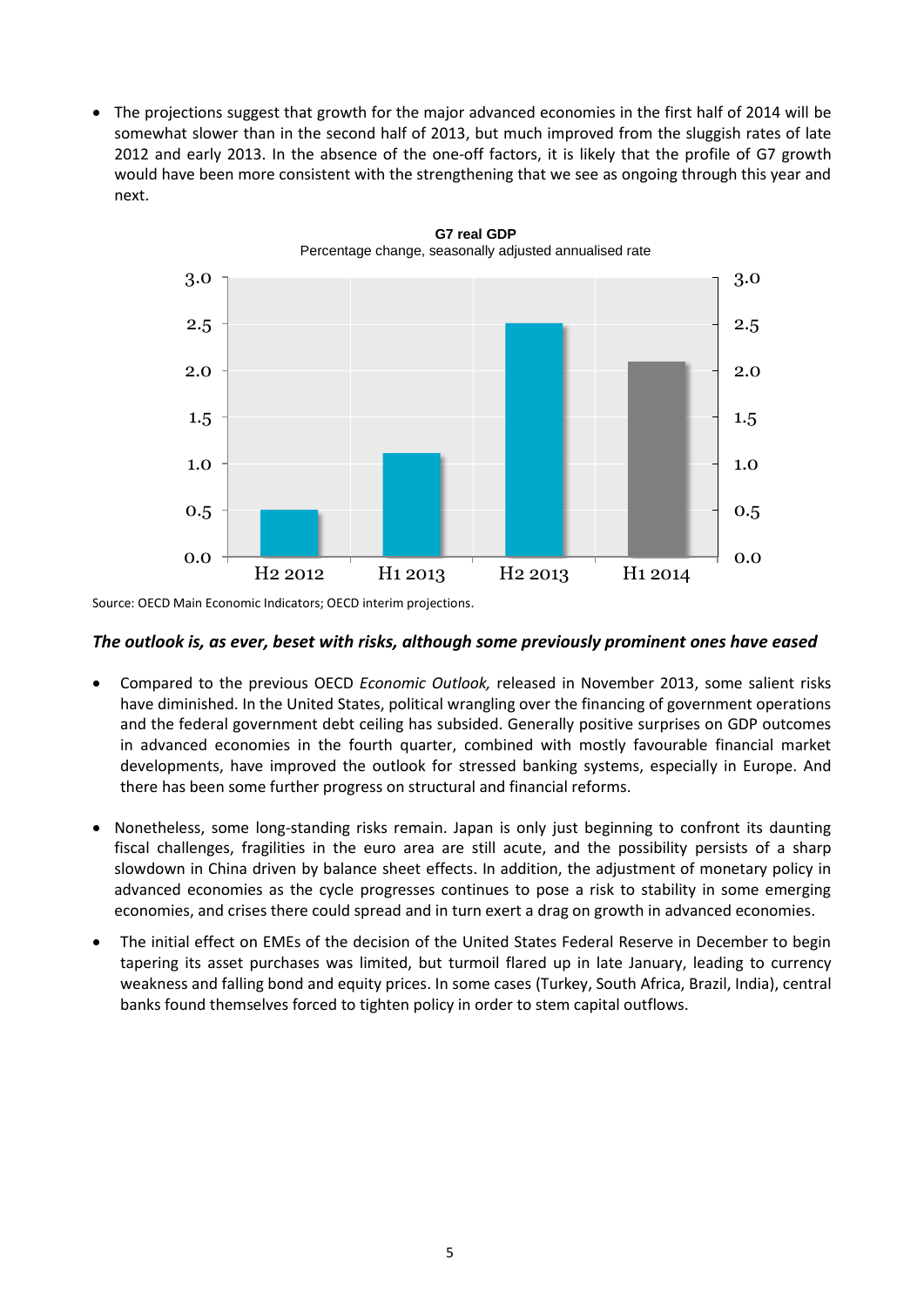- The projections suggest that growth for the major advanced economies in the first half of 2014 will be somewhat slower than in the second half of 2013, but much improved from the sluggish rates of late 2012 and early 2013. In the absence of the one-off factors, it is likely that the profile of G7 growth would have been more consistent with the strengthening that we see as ongoing through this year and next.

**G7 real GDP**
Percentage change, seasonally adjusted annualised rate

Source: OECD Main Economic Indicators; OECD interim projections.

### *The outlook is, as ever, beset with risks, although some previously prominent ones have eased*

- Compared to the previous OECD *Economic Outlook,* released in November 2013, some salient risks have diminished. In the United States, political wrangling over the financing of government operations and the federal government debt ceiling has subsided. Generally positive surprises on GDP outcomes in advanced economies in the fourth quarter, combined with mostly favourable financial market developments, have improved the outlook for stressed banking systems, especially in Europe. And there has been some further progress on structural and financial reforms.

- Nonetheless, some long-standing risks remain. Japan is only just beginning to confront its daunting fiscal challenges, fragilities in the euro area are still acute, and the possibility persists of a sharp slowdown in China driven by balance sheet effects. In addition, the adjustment of monetary policy in advanced economies as the cycle progresses continues to pose a risk to stability in some emerging economies, and crises there could spread and in turn exert a drag on growth in advanced economies.

- The initial effect on EMEs of the decision of the United States Federal Reserve in December to begin tapering its asset purchases was limited, but turmoil flared up in late January, leading to currency weakness and falling bond and equity prices. In some cases (Turkey, South Africa, Brazil, India), central banks found themselves forced to tighten policy in order to stem capital outflows.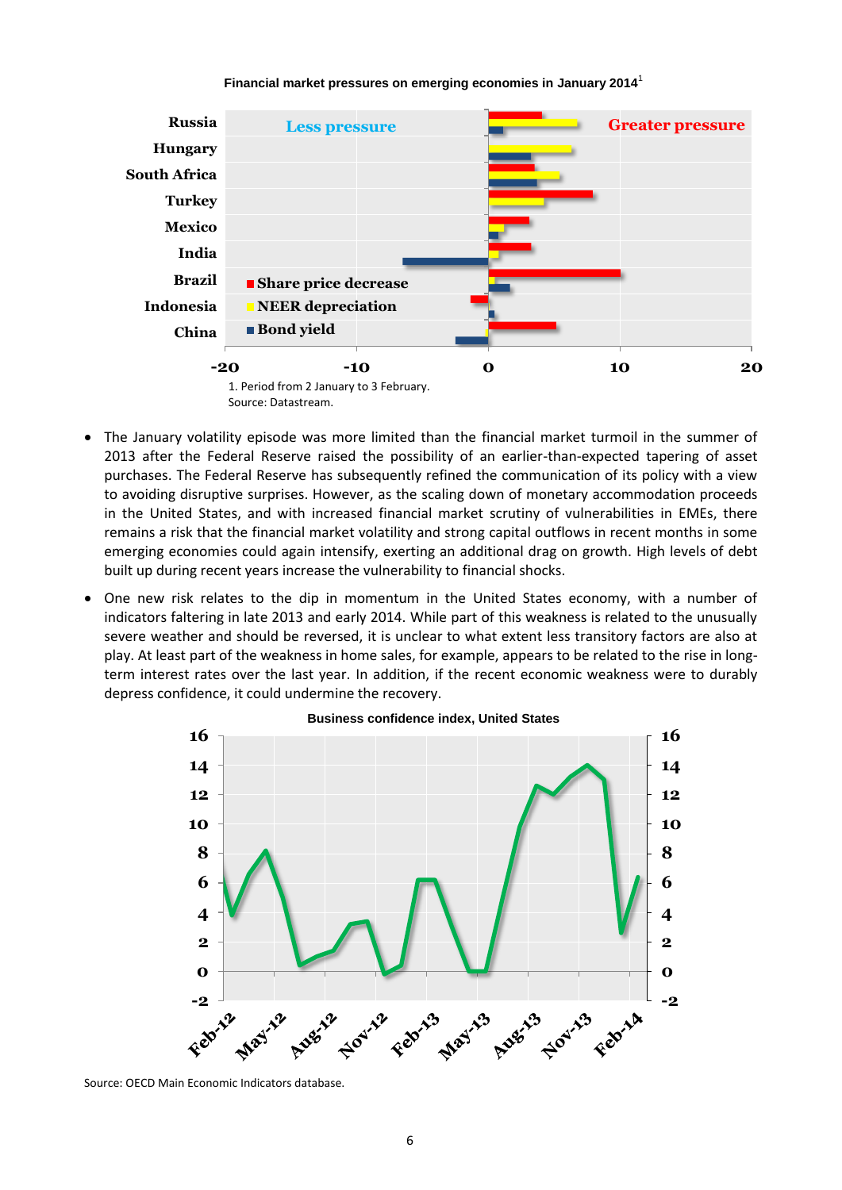**Financial market pressures on emerging economies in January 2014**[1]

1. Period from 2 January to 3 February.

Source: Datastream.

- The January volatility episode was more limited than the financial market turmoil in the summer of 2013 after the Federal Reserve raised the possibility of an earlier-than-expected tapering of asset purchases. The Federal Reserve has subsequently refined the communication of its policy with a view to avoiding disruptive surprises. However, as the scaling down of monetary accommodation proceeds in the United States, and with increased financial market scrutiny of vulnerabilities in EMEs, there remains a risk that the financial market volatility and strong capital outflows in recent months in some emerging economies could again intensify, exerting an additional drag on growth. High levels of debt built up during recent years increase the vulnerability to financial shocks.
- One new risk relates to the dip in momentum in the United States economy, with a number of indicators faltering in late 2013 and early 2014. While part of this weakness is related to the unusually severe weather and should be reversed, it is unclear to what extent less transitory factors are also at play. At least part of the weakness in home sales, for example, appears to be related to the rise in long-term interest rates over the last year. In addition, if the recent economic weakness were to durably depress confidence, it could undermine the recovery.

**Business confidence index, United States**

Source: OECD Main Economic Indicators database.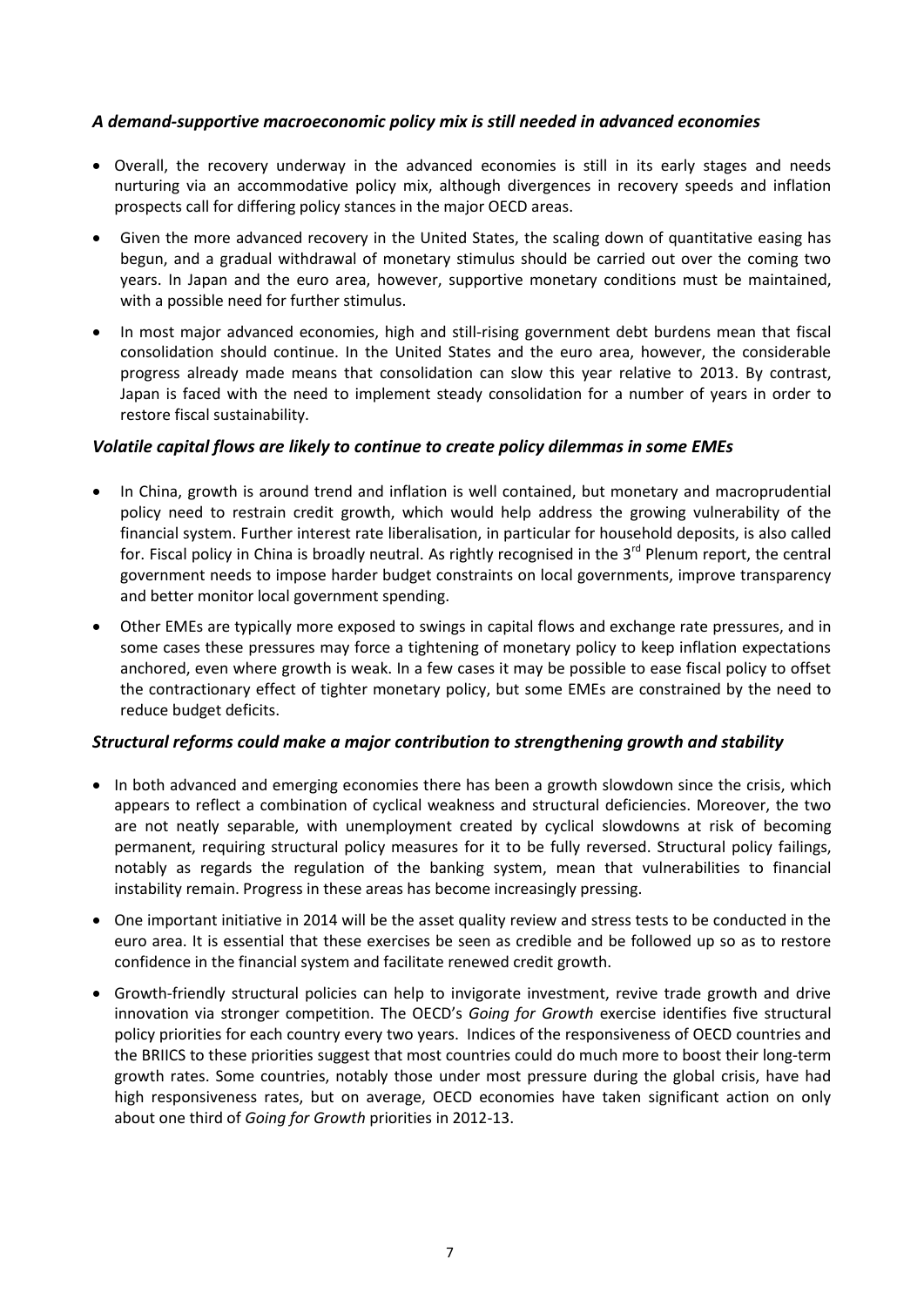### *A demand-supportive macroeconomic policy mix is still needed in advanced economies*

- Overall, the recovery underway in the advanced economies is still in its early stages and needs nurturing via an accommodative policy mix, although divergences in recovery speeds and inflation prospects call for differing policy stances in the major OECD areas.
- Given the more advanced recovery in the United States, the scaling down of quantitative easing has begun, and a gradual withdrawal of monetary stimulus should be carried out over the coming two years. In Japan and the euro area, however, supportive monetary conditions must be maintained, with a possible need for further stimulus.
- In most major advanced economies, high and still-rising government debt burdens mean that fiscal consolidation should continue. In the United States and the euro area, however, the considerable progress already made means that consolidation can slow this year relative to 2013. By contrast, Japan is faced with the need to implement steady consolidation for a number of years in order to restore fiscal sustainability.

### *Volatile capital flows are likely to continue to create policy dilemmas in some EMEs*

- In China, growth is around trend and inflation is well contained, but monetary and macroprudential policy need to restrain credit growth, which would help address the growing vulnerability of the financial system. Further interest rate liberalisation, in particular for household deposits, is also called for. Fiscal policy in China is broadly neutral. As rightly recognised in the 3rd Plenum report, the central government needs to impose harder budget constraints on local governments, improve transparency and better monitor local government spending.
- Other EMEs are typically more exposed to swings in capital flows and exchange rate pressures, and in some cases these pressures may force a tightening of monetary policy to keep inflation expectations anchored, even where growth is weak. In a few cases it may be possible to ease fiscal policy to offset the contractionary effect of tighter monetary policy, but some EMEs are constrained by the need to reduce budget deficits.

### *Structural reforms could make a major contribution to strengthening growth and stability*

- In both advanced and emerging economies there has been a growth slowdown since the crisis, which appears to reflect a combination of cyclical weakness and structural deficiencies. Moreover, the two are not neatly separable, with unemployment created by cyclical slowdowns at risk of becoming permanent, requiring structural policy measures for it to be fully reversed. Structural policy failings, notably as regards the regulation of the banking system, mean that vulnerabilities to financial instability remain. Progress in these areas has become increasingly pressing.
- One important initiative in 2014 will be the asset quality review and stress tests to be conducted in the euro area. It is essential that these exercises be seen as credible and be followed up so as to restore confidence in the financial system and facilitate renewed credit growth.
- Growth-friendly structural policies can help to invigorate investment, revive trade growth and drive innovation via stronger competition. The OECD's *Going for Growth* exercise identifies five structural policy priorities for each country every two years. Indices of the responsiveness of OECD countries and the BRIICS to these priorities suggest that most countries could do much more to boost their long-term growth rates. Some countries, notably those under most pressure during the global crisis, have had high responsiveness rates, but on average, OECD economies have taken significant action on only about one third of *Going for Growth* priorities in 2012-13.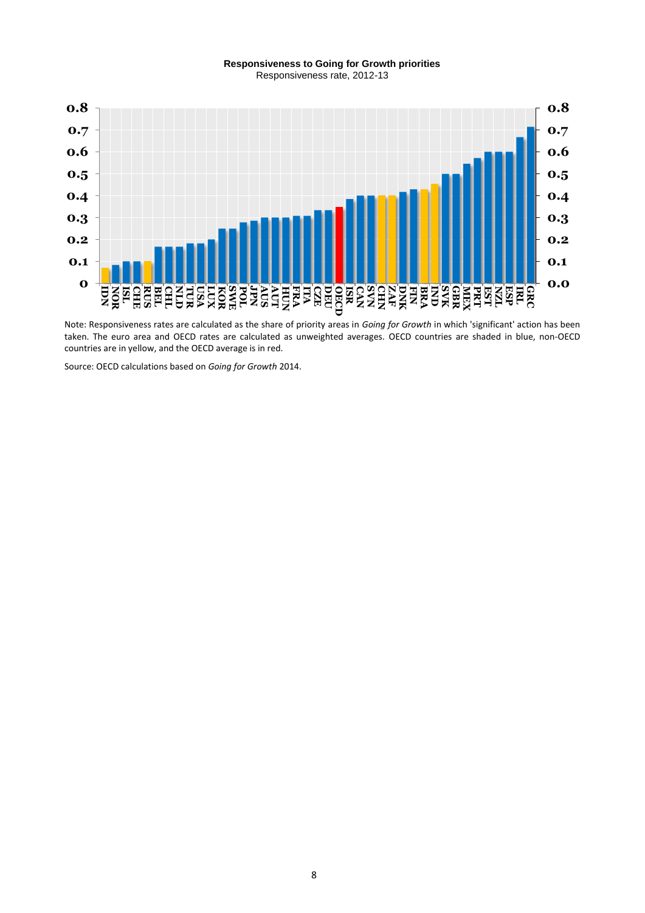**Responsiveness to Going for Growth priorities**
Responsiveness rate, 2012-13

| Country | Responsiveness rate |
|---|---|
| IDN | 0.07 |
| NOR | 0.08 |
| ISL | 0.10 |
| CHE | 0.10 |
| RUS | 0.10 |
| BEL | 0.17 |
| CHL | 0.17 |
| NLD | 0.17 |
| TUR | 0.18 |
| USA | 0.18 |
| LUX | 0.20 |
| KOR | 0.25 |
| SWE | 0.25 |
| POL | 0.28 |
| JPN | 0.29 |
| AUS | 0.30 |
| AUT | 0.30 |
| HUN | 0.30 |
| FRA | 0.31 |
| ITA | 0.31 |
| CZE | 0.33 |
| DEU | 0.33 |
| OECD | 0.35 |
| ISR | 0.38 |
| CAN | 0.40 |
| SVN | 0.40 |
| CHN | 0.40 |
| ZAF | 0.40 |
| DNK | 0.42 |
| FIN | 0.43 |
| BRA | 0.43 |
| IND | 0.45 |
| SVK | 0.50 |
| GBR | 0.50 |
| MEX | 0.55 |
| PRT | 0.57 |
| EST | 0.60 |
| NZL | 0.60 |
| ESP | 0.60 |
| IRL | 0.67 |
| GRC | 0.71 |

Note: Responsiveness rates are calculated as the share of priority areas in *Going for Growth* in which 'significant' action has been taken. The euro area and OECD rates are calculated as unweighted averages. OECD countries are shaded in blue, non-OECD countries are in yellow, and the OECD average is in red.

Source: OECD calculations based on *Going for Growth* 2014.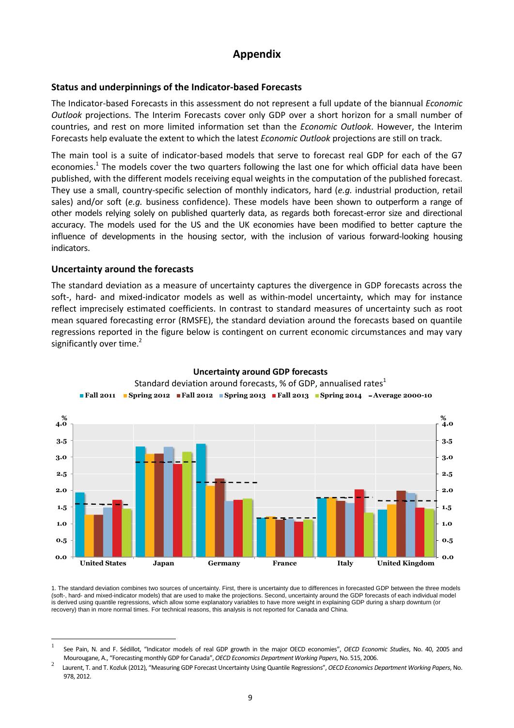# Appendix

## Status and underpinnings of the Indicator-based Forecasts

The Indicator-based Forecasts in this assessment do not represent a full update of the biannual *Economic Outlook* projections. The Interim Forecasts cover only GDP over a short horizon for a small number of countries, and rest on more limited information set than the *Economic Outlook*. However, the Interim Forecasts help evaluate the extent to which the latest *Economic Outlook* projections are still on track.

The main tool is a suite of indicator-based models that serve to forecast real GDP for each of the G7 economies.[1] The models cover the two quarters following the last one for which official data have been published, with the different models receiving equal weights in the computation of the published forecast. They use a small, country-specific selection of monthly indicators, hard (*e.g.* industrial production, retail sales) and/or soft (*e.g.* business confidence). These models have been shown to outperform a range of other models relying solely on published quarterly data, as regards both forecast-error size and directional accuracy. The models used for the US and the UK economies have been modified to better capture the influence of developments in the housing sector, with the inclusion of various forward-looking housing indicators.

## Uncertainty around the forecasts

The standard deviation as a measure of uncertainty captures the divergence in GDP forecasts across the soft-, hard- and mixed-indicator models as well as within-model uncertainty, which may for instance reflect imprecisely estimated coefficients. In contrast to standard measures of uncertainty such as root mean squared forecasting error (RMSFE), the standard deviation around the forecasts based on quantile regressions reported in the figure below is contingent on current economic circumstances and may vary significantly over time.[2]

**Uncertainty around GDP forecasts**

Standard deviation around forecasts, % of GDP, annualised rates[1]

Fall 2011 | Spring 2012 | Fall 2012 | Spring 2013 | Fall 2013 | Spring 2014 | Average 2000-10

%

4.0
3.5
3.0
2.5
2.0
1.5
1.0
0.5
0.0

United States | Japan | Germany | France | Italy | United Kingdom

1. The standard deviation combines two sources of uncertainty. First, there is uncertainty due to differences in forecasted GDP between the three models (soft-, hard- and mixed-indicator models) that are used to make the projections. Second, uncertainty around the GDP forecasts of each individual model is derived using quantile regressions, which allow some explanatory variables to have more weight in explaining GDP during a sharp downturn (or recovery) than in more normal times. For technical reasons, this analysis is not reported for Canada and China.

---

1. See Pain, N. and F. Sédillot, "Indicator models of real GDP growth in the major OECD economies", *OECD Economic Studies*, No. 40, 2005 and Mourougane, A., "Forecasting monthly GDP for Canada", *OECD Economics Department Working Papers*, No. 515, 2006.
2. Laurent, T. and T. Kozluk (2012), "Measuring GDP Forecast Uncertainty Using Quantile Regressions", *OECD Economics Department Working Papers*, No. 978, 2012.